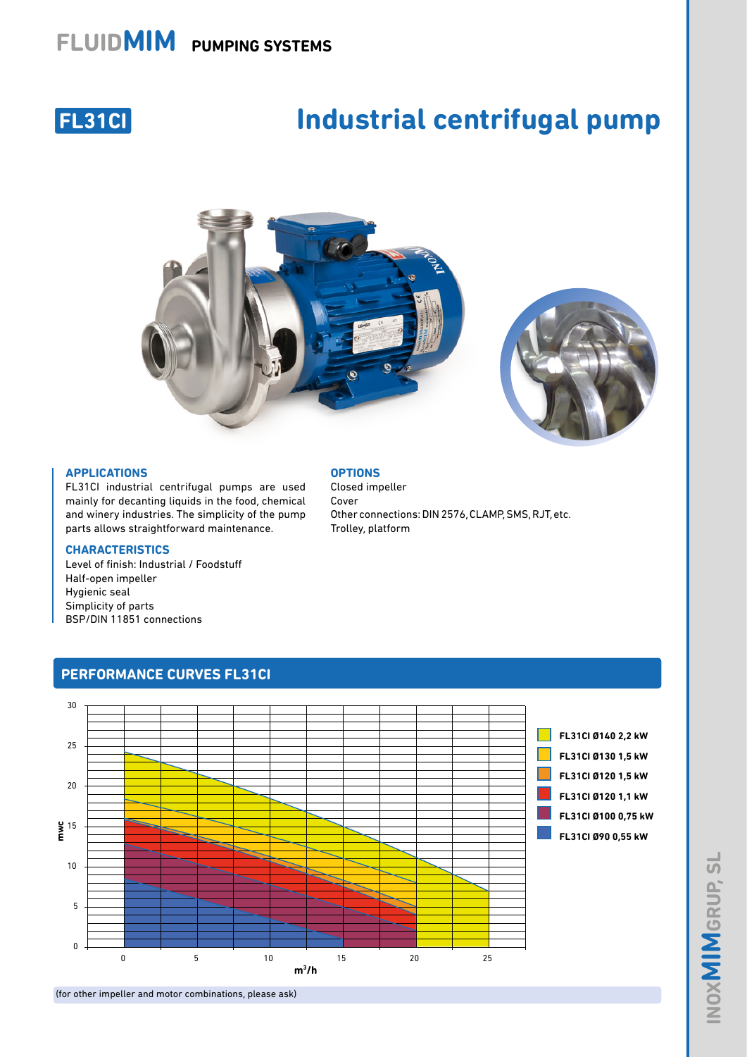# FLUIDMIM PUMPING SYSTEMS

## FL31CI

# Industrial centrifugal pump

### APPLICATIONS

FL31CI industrial centrifugal pumps are used mainly for decanting liquids in the food, chemical and winery industries. The simplicity of the pump parts allows straightforward maintenance.

### CHARACTERISTICS

Level of finish: Industrial / Foodstuff
Half-open impeller
Hygienic seal
Simplicity of parts
BSP/DIN 11851 connections

### OPTIONS

Closed impeller
Cover
Other connections: DIN 2576, CLAMP, SMS, RJT, etc.
Trolley, platform

## PERFORMANCE CURVES FL31CI

- FL31CI Ø140 2,2 kW
- FL31CI Ø130 1,5 kW
- FL31CI Ø120 1,5 kW
- FL31CI Ø120 1,1 kW
- FL31CI Ø100 0,75 kW
- FL31CI Ø90 0,55 kW

Y axis: mwc (0–30); X axis: $m^3/h$ (0–25)

(for other impeller and motor combinations, please ask)

INOXMIMGRUP, SL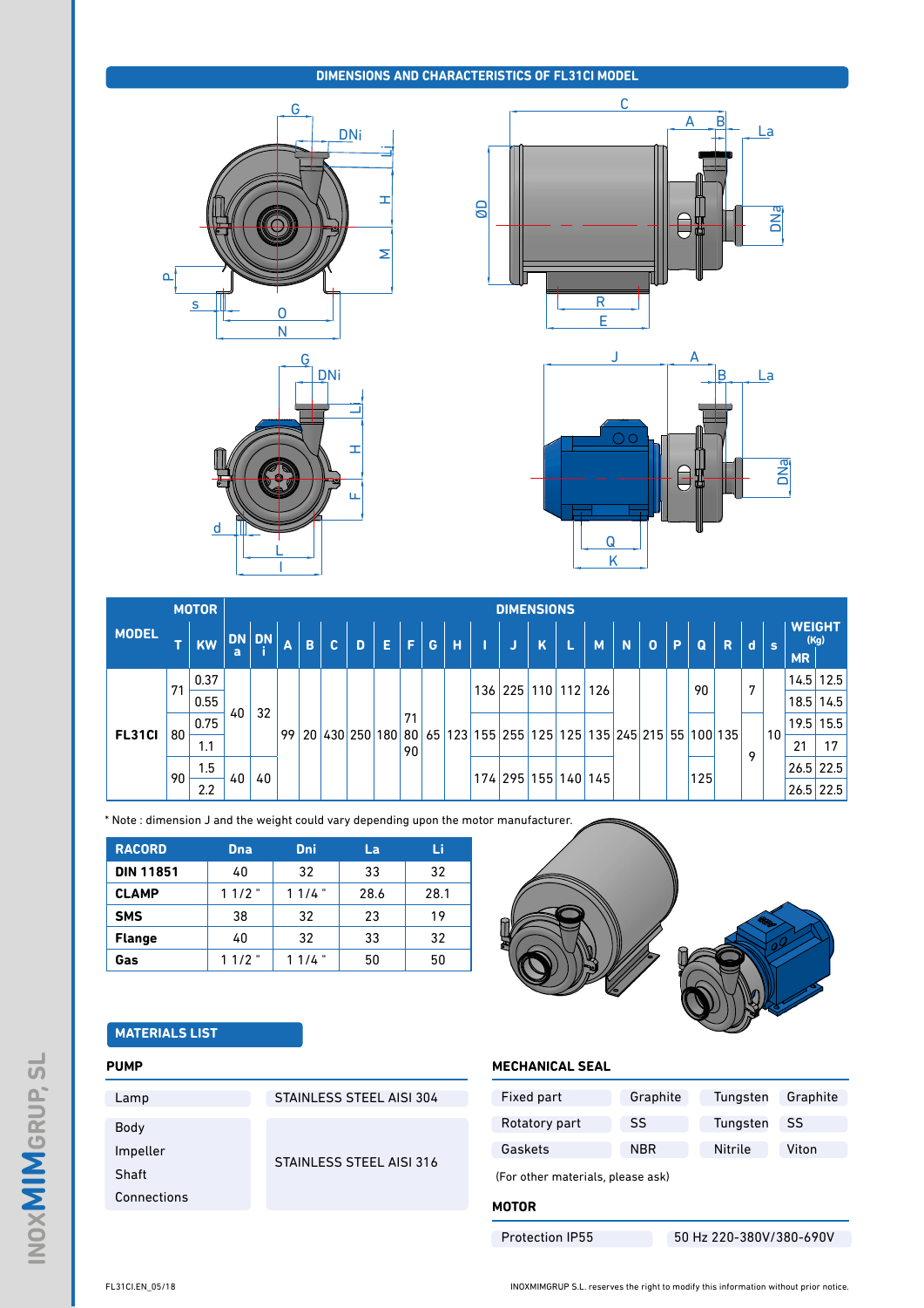## DIMENSIONS AND CHARACTERISTICS OF FL31CI MODEL

| MODEL | MOTOR | | DIMENSIONS | | | | | | | | | | | | | | | | | | | | | | WEIGHT (Kg) | |
|---|---|---|---|---|---|---|---|---|---|---|---|---|---|---|---|---|---|---|---|---|---|---|---|---|---|---|
| | T | KW | DN a | DN i | A | B | C | D | E | F | G | H | I | J | K | L | M | N | O | P | Q | R | d | s | MR | |
| FL31CI | 71 | 0.37 | 40 | 32 | 99 | 20 | 430 | 250 | 180 | 71 | 65 | 123 | 136 | 225 | 110 | 112 | 126 | 245 | 215 | 55 | 90 | 135 | 7 | 10 | 14.5 | 12.5 |
| | 71 | 0.55 | 40 | 32 | 99 | 20 | 430 | 250 | 180 | 71 | 65 | 123 | 136 | 225 | 110 | 112 | 126 | 245 | 215 | 55 | 90 | 135 | 7 | 10 | 18.5 | 14.5 |
| | 80 | 0.75 | 40 | 32 | 99 | 20 | 430 | 250 | 180 | 80 | 65 | 123 | 155 | 255 | 125 | 125 | 135 | 245 | 215 | 55 | 100 | 135 | 9 | 10 | 19.5 | 15.5 |
| | 80 | 1.1 | 40 | 32 | 99 | 20 | 430 | 250 | 180 | 80 | 65 | 123 | 155 | 255 | 125 | 125 | 135 | 245 | 215 | 55 | 100 | 135 | 9 | 10 | 21 | 17 |
| | 90 | 1.5 | 40 | 40 | 99 | 20 | 430 | 250 | 180 | 90 | 65 | 123 | 174 | 295 | 155 | 140 | 145 | 245 | 215 | 55 | 125 | 135 | 9 | 10 | 26.5 | 22.5 |
| | 90 | 2.2 | 40 | 40 | 99 | 20 | 430 | 250 | 180 | 90 | 65 | 123 | 174 | 295 | 155 | 140 | 145 | 245 | 215 | 55 | 125 | 135 | 9 | 10 | 26.5 | 22.5 |

* Note : dimension J and the weight could vary depending upon the motor manufacturer.

| RACORD | Dna | Dni | La | Li |
|---|---|---|---|---|
| DIN 11851 | 40 | 32 | 33 | 32 |
| CLAMP | 1 1/2 " | 1 1/4 " | 28.6 | 28.1 |
| SMS | 38 | 32 | 23 | 19 |
| Flange | 40 | 32 | 33 | 32 |
| Gas | 1 1/2 " | 1 1/4 " | 50 | 50 |

## MATERIALS LIST

### PUMP

| | |
|---|---|
| Lamp | STAINLESS STEEL AISI 304 |
| Body<br>Impeller<br>Shaft<br>Connections | STAINLESS STEEL AISI 316 |

### MECHANICAL SEAL

| | | | |
|---|---|---|---|
| Fixed part | Graphite | Tungsten | Graphite |
| Rotatory part | SS | Tungsten | SS |
| Gaskets | NBR | Nitrile | Viton |

(For other materials, please ask)

### MOTOR

| | |
|---|---|
| Protection IP55 | 50 Hz 220-380V/380-690V |

FL31CI.EN_05/18

INOXMIMGRUP S.L. reserves the right to modify this information without prior notice.